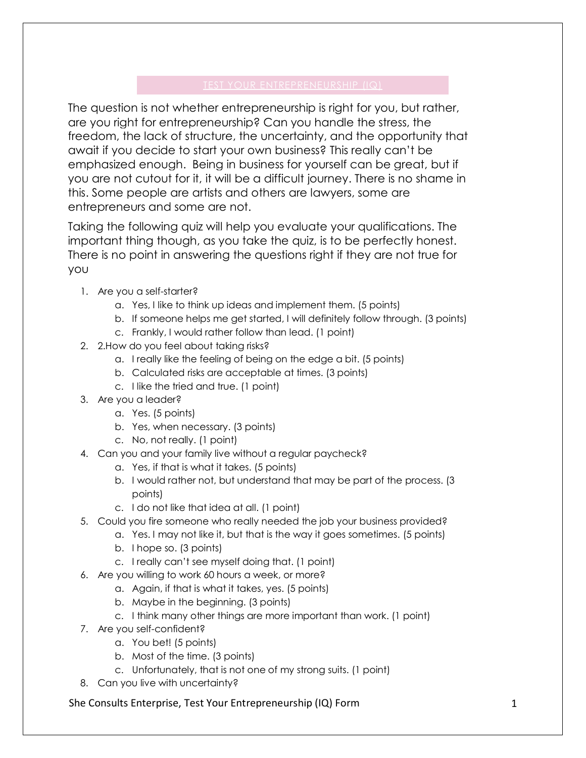## TEST YOUR ENTREPRENEURSHIP (IQ)

The question is not whether entrepreneurship is right for you, but rather, are you right for entrepreneurship? Can you handle the stress, the freedom, the lack of structure, the uncertainty, and the opportunity that await if you decide to start your own business? This really can't be emphasized enough. Being in business for yourself can be great, but if you are not cutout for it, it will be a difficult journey. There is no shame in this. Some people are artists and others are lawyers, some are entrepreneurs and some are not.

Taking the following quiz will help you evaluate your qualifications. The important thing though, as you take the quiz, is to be perfectly honest. There is no point in answering the questions right if they are not true for you

1. Are you a self-starter?
    a. Yes, I like to think up ideas and implement them. (5 points)
    b. If someone helps me get started, I will definitely follow through. (3 points)
    c. Frankly, I would rather follow than lead. (1 point)
2. 2.How do you feel about taking risks?
    a. I really like the feeling of being on the edge a bit. (5 points)
    b. Calculated risks are acceptable at times. (3 points)
    c. I like the tried and true. (1 point)
3. Are you a leader?
    a. Yes. (5 points)
    b. Yes, when necessary. (3 points)
    c. No, not really. (1 point)
4. Can you and your family live without a regular paycheck?
    a. Yes, if that is what it takes. (5 points)
    b. I would rather not, but understand that may be part of the process. (3 points)
    c. I do not like that idea at all. (1 point)
5. Could you fire someone who really needed the job your business provided?
    a. Yes. I may not like it, but that is the way it goes sometimes. (5 points)
    b. I hope so. (3 points)
    c. I really can't see myself doing that. (1 point)
6. Are you willing to work 60 hours a week, or more?
    a. Again, if that is what it takes, yes. (5 points)
    b. Maybe in the beginning. (3 points)
    c. I think many other things are more important than work. (1 point)
7. Are you self-confident?
    a. You bet! (5 points)
    b. Most of the time. (3 points)
    c. Unfortunately, that is not one of my strong suits. (1 point)
8. Can you live with uncertainty?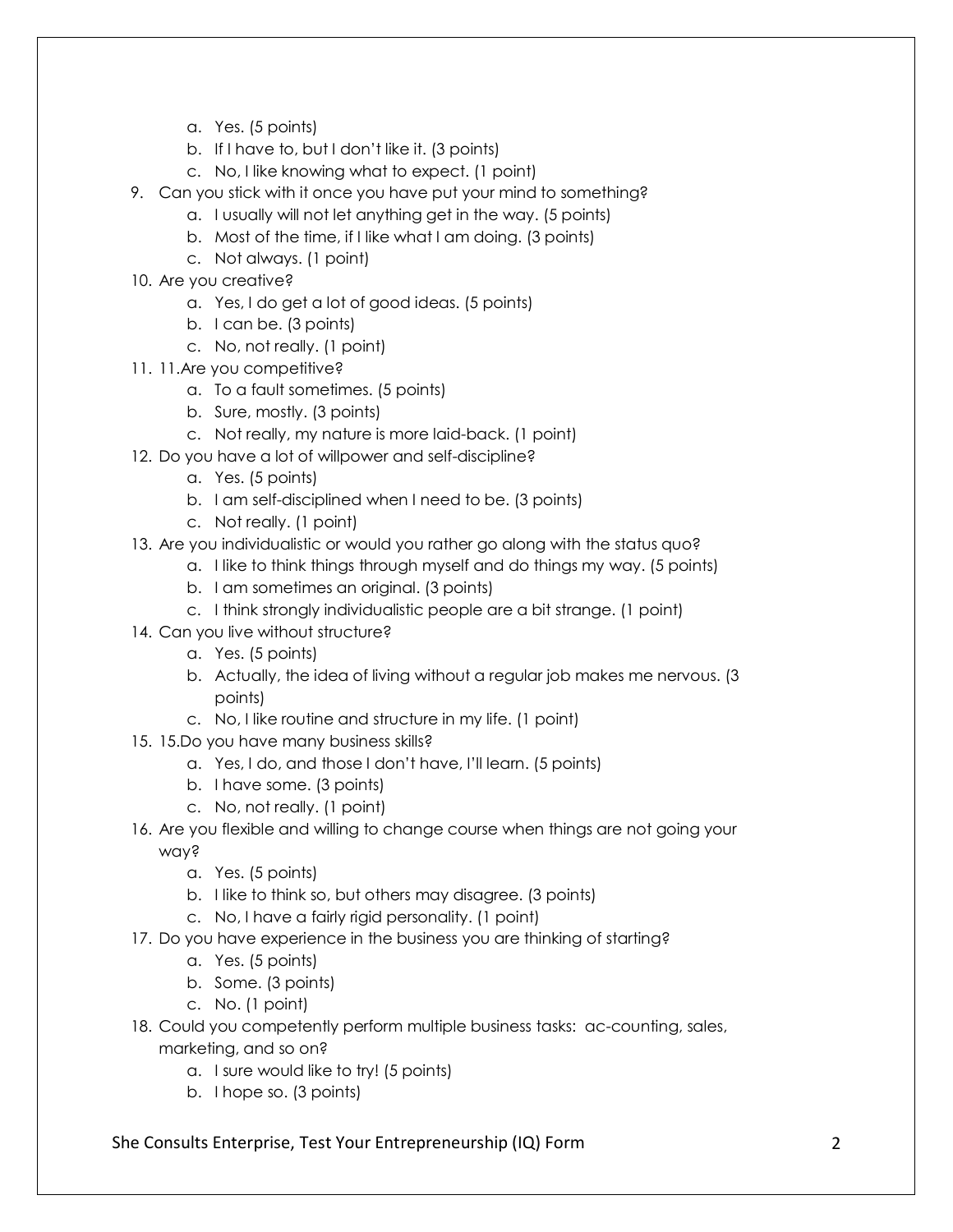a. Yes. (5 points)
   b. If I have to, but I don't like it. (3 points)
   c. No, I like knowing what to expect. (1 point)

9. Can you stick with it once you have put your mind to something?
   a. I usually will not let anything get in the way. (5 points)
   b. Most of the time, if I like what I am doing. (3 points)
   c. Not always. (1 point)
10. Are you creative?
    a. Yes, I do get a lot of good ideas. (5 points)
    b. I can be. (3 points)
    c. No, not really. (1 point)
11. 11.Are you competitive?
    a. To a fault sometimes. (5 points)
    b. Sure, mostly. (3 points)
    c. Not really, my nature is more laid-back. (1 point)
12. Do you have a lot of willpower and self-discipline?
    a. Yes. (5 points)
    b. I am self-disciplined when I need to be. (3 points)
    c. Not really. (1 point)
13. Are you individualistic or would you rather go along with the status quo?
    a. I like to think things through myself and do things my way. (5 points)
    b. I am sometimes an original. (3 points)
    c. I think strongly individualistic people are a bit strange. (1 point)
14. Can you live without structure?
    a. Yes. (5 points)
    b. Actually, the idea of living without a regular job makes me nervous. (3 points)
    c. No, I like routine and structure in my life. (1 point)
15. 15.Do you have many business skills?
    a. Yes, I do, and those I don't have, I'll learn. (5 points)
    b. I have some. (3 points)
    c. No, not really. (1 point)
16. Are you flexible and willing to change course when things are not going your way?
    a. Yes. (5 points)
    b. I like to think so, but others may disagree. (3 points)
    c. No, I have a fairly rigid personality. (1 point)
17. Do you have experience in the business you are thinking of starting?
    a. Yes. (5 points)
    b. Some. (3 points)
    c. No. (1 point)
18. Could you competently perform multiple business tasks: ac-counting, sales, marketing, and so on?
    a. I sure would like to try! (5 points)
    b. I hope so. (3 points)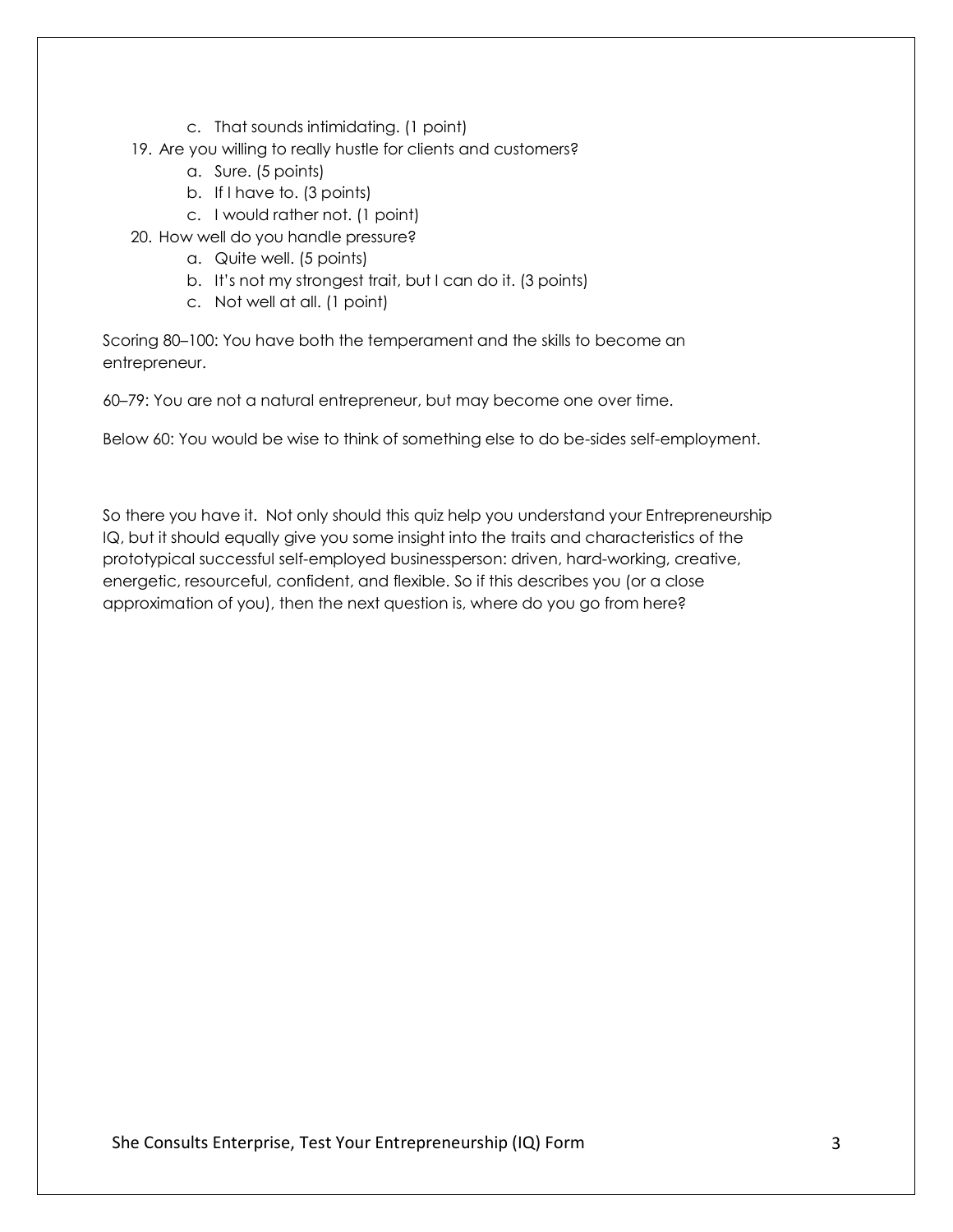c. That sounds intimidating. (1 point)

19. Are you willing to really hustle for clients and customers?
    a. Sure. (5 points)
    b. If I have to. (3 points)
    c. I would rather not. (1 point)
20. How well do you handle pressure?
    a. Quite well. (5 points)
    b. It's not my strongest trait, but I can do it. (3 points)
    c. Not well at all. (1 point)

Scoring 80–100: You have both the temperament and the skills to become an entrepreneur.

60–79: You are not a natural entrepreneur, but may become one over time.

Below 60: You would be wise to think of something else to do be-sides self-employment.

So there you have it. Not only should this quiz help you understand your Entrepreneurship IQ, but it should equally give you some insight into the traits and characteristics of the prototypical successful self-employed businessperson: driven, hard-working, creative, energetic, resourceful, confident, and flexible. So if this describes you (or a close approximation of you), then the next question is, where do you go from here?